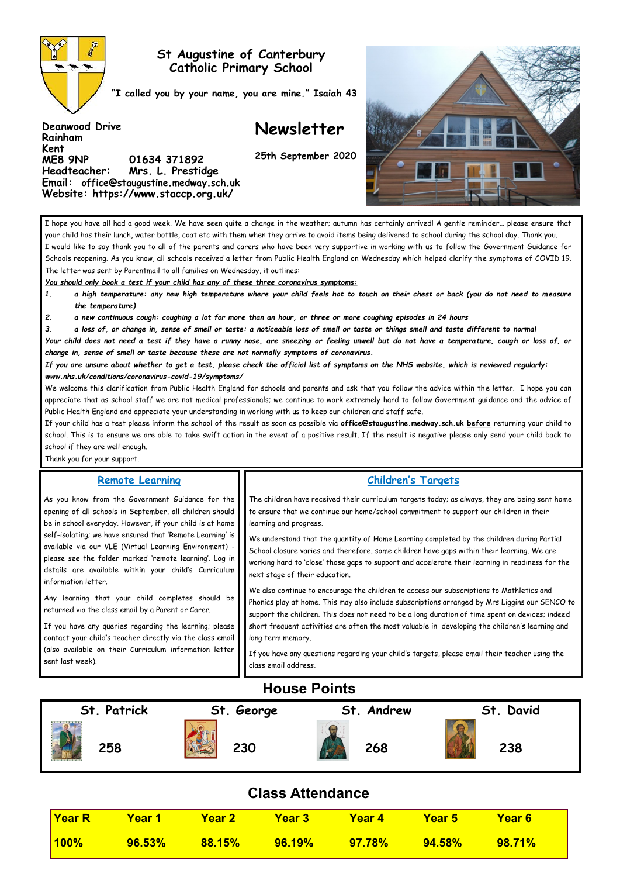# St Augustine of Canterbury Catholic Primary School

**"I called you by your name, you are mine." Isaiah 43**

**Deanwood Drive**
**Rainham**
**Kent**
**ME8 9NP 01634 371892**
**Headteacher: Mrs. L. Prestidge**
**Email: office@staugustine.medway.sch.uk**
**Website: https://www.staccp.org.uk/**

# Newsletter

**25th September 2020**

I hope you have all had a good week. We have seen quite a change in the weather; autumn has certainly arrived! A gentle reminder… please ensure that your child has their lunch, water bottle, coat etc with them when they arrive to avoid items being delivered to school during the school day. Thank you.

I would like to say thank you to all of the parents and carers who have been very supportive in working with us to follow the Government Guidance for Schools reopening. As you know, all schools received a letter from Public Health England on Wednesday which helped clarify the symptoms of COVID 19. The letter was sent by Parentmail to all families on Wednesday, it outlines:

***<u>You should only book a test if your child has any of these three coronavirus symptoms:</u>***

1. ***a high temperature: any new high temperature where your child feels hot to touch on their chest or back (you do not need to measure the temperature)***
2. ***a new continuous cough: coughing a lot for more than an hour, or three or more coughing episodes in 24 hours***
3. ***a loss of, or change in, sense of smell or taste: a noticeable loss of smell or taste or things smell and taste different to normal***

***Your child does not need a test if they have a runny nose, are sneezing or feeling unwell but do not have a temperature, cough or loss of, or change in, sense of smell or taste because these are not normally symptoms of coronavirus.***

***If you are unsure about whether to get a test, please check the official list of symptoms on the NHS website, which is reviewed regularly: www.nhs.uk/conditions/coronavirus-covid-19/symptoms/***

We welcome this clarification from Public Health England for schools and parents and ask that you follow the advice within the letter. I hope you can appreciate that as school staff we are not medical professionals; we continue to work extremely hard to follow Government guidance and the advice of Public Health England and appreciate your understanding in working with us to keep our children and staff safe.

If your child has a test please inform the school of the result as soon as possible via **office@staugustine.medway.sch.uk** **<u>before</u>** returning your child to school. This is to ensure we are able to take swift action in the event of a positive result. If the result is negative please only send your child back to school if they are well enough.

Thank you for your support.

## Remote Learning

As you know from the Government Guidance for the opening of all schools in September, all children should be in school everyday. However, if your child is at home self-isolating; we have ensured that 'Remote Learning' is available via our VLE (Virtual Learning Environment) - please see the folder marked 'remote learning'. Log in details are available within your child's Curriculum information letter.

Any learning that your child completes should be returned via the class email by a Parent or Carer.

If you have any queries regarding the learning; please contact your child's teacher directly via the class email (also available on their Curriculum information letter sent last week).

## Children's Targets

The children have received their curriculum targets today; as always, they are being sent home to ensure that we continue our home/school commitment to support our children in their learning and progress.

We understand that the quantity of Home Learning completed by the children during Partial School closure varies and therefore, some children have gaps within their learning. We are working hard to 'close' those gaps to support and accelerate their learning in readiness for the next stage of their education.

We also continue to encourage the children to access our subscriptions to Mathletics and Phonics play at home. This may also include subscriptions arranged by Mrs Liggins our SENCO to support the children. This does not need to be a long duration of time spent on devices; indeed short frequent activities are often the most valuable in developing the children's learning and long term memory.

If you have any questions regarding your child's targets, please email their teacher using the class email address.

## House Points

| St. Patrick | St. George | St. Andrew | St. David |
|---|---|---|---|
| 258 | 230 | 268 | 238 |

## Class Attendance

| Year R | Year 1 | Year 2 | Year 3 | Year 4 | Year 5 | Year 6 |
|---|---|---|---|---|---|---|
| 100% | 96.53% | 88.15% | 96.19% | 97.78% | 94.58% | 98.71% |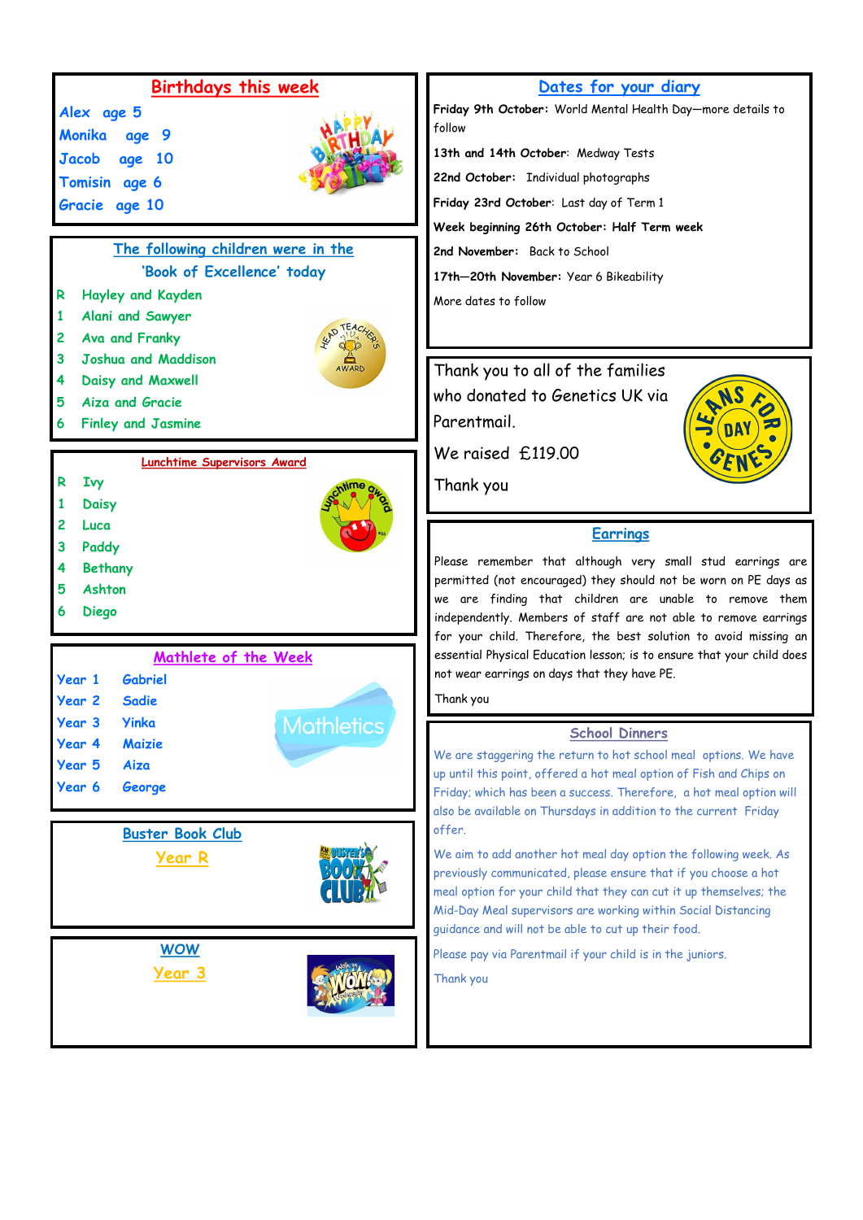## Birthdays this week

Alex age 5
Monika age 9
Jacob age 10
Tomisin age 6
Gracie age 10

## The following children were in the 'Book of Excellence' today

| | |
|---|---|
| R | Hayley and Kayden |
| 1 | Alani and Sawyer |
| 2 | Ava and Franky |
| 3 | Joshua and Maddison |
| 4 | Daisy and Maxwell |
| 5 | Aiza and Gracie |
| 6 | Finley and Jasmine |

## Lunchtime Supervisors Award

| | |
|---|---|
| R | Ivy |
| 1 | Daisy |
| 2 | Luca |
| 3 | Paddy |
| 4 | Bethany |
| 5 | Ashton |
| 6 | Diego |

## Mathlete of the Week

| | |
|---|---|
| Year 1 | Gabriel |
| Year 2 | Sadie |
| Year 3 | Yinka |
| Year 4 | Maizie |
| Year 5 | Aiza |
| Year 6 | George |

## Buster Book Club

Year R

## WOW

Year 3

## Dates for your diary

**Friday 9th October:** World Mental Health Day—more details to follow

**13th and 14th October**: Medway Tests

**22nd October:** Individual photographs

**Friday 23rd October**: Last day of Term 1

**Week beginning 26th October: Half Term week**

**2nd November:** Back to School

**17th—20th November:** Year 6 Bikeability

More dates to follow

Thank you to all of the families who donated to Genetics UK via Parentmail.

We raised £119.00

Thank you

## Earrings

Please remember that although very small stud earrings are permitted (not encouraged) they should not be worn on PE days as we are finding that children are unable to remove them independently. Members of staff are not able to remove earrings for your child. Therefore, the best solution to avoid missing an essential Physical Education lesson; is to ensure that your child does not wear earrings on days that they have PE.

Thank you

## School Dinners

We are staggering the return to hot school meal options. We have up until this point, offered a hot meal option of Fish and Chips on Friday; which has been a success. Therefore, a hot meal option will also be available on Thursdays in addition to the current Friday offer.

We aim to add another hot meal day option the following week. As previously communicated, please ensure that if you choose a hot meal option for your child that they can cut it up themselves; the Mid-Day Meal supervisors are working within Social Distancing guidance and will not be able to cut up their food.

Please pay via Parentmail if your child is in the juniors.

Thank you